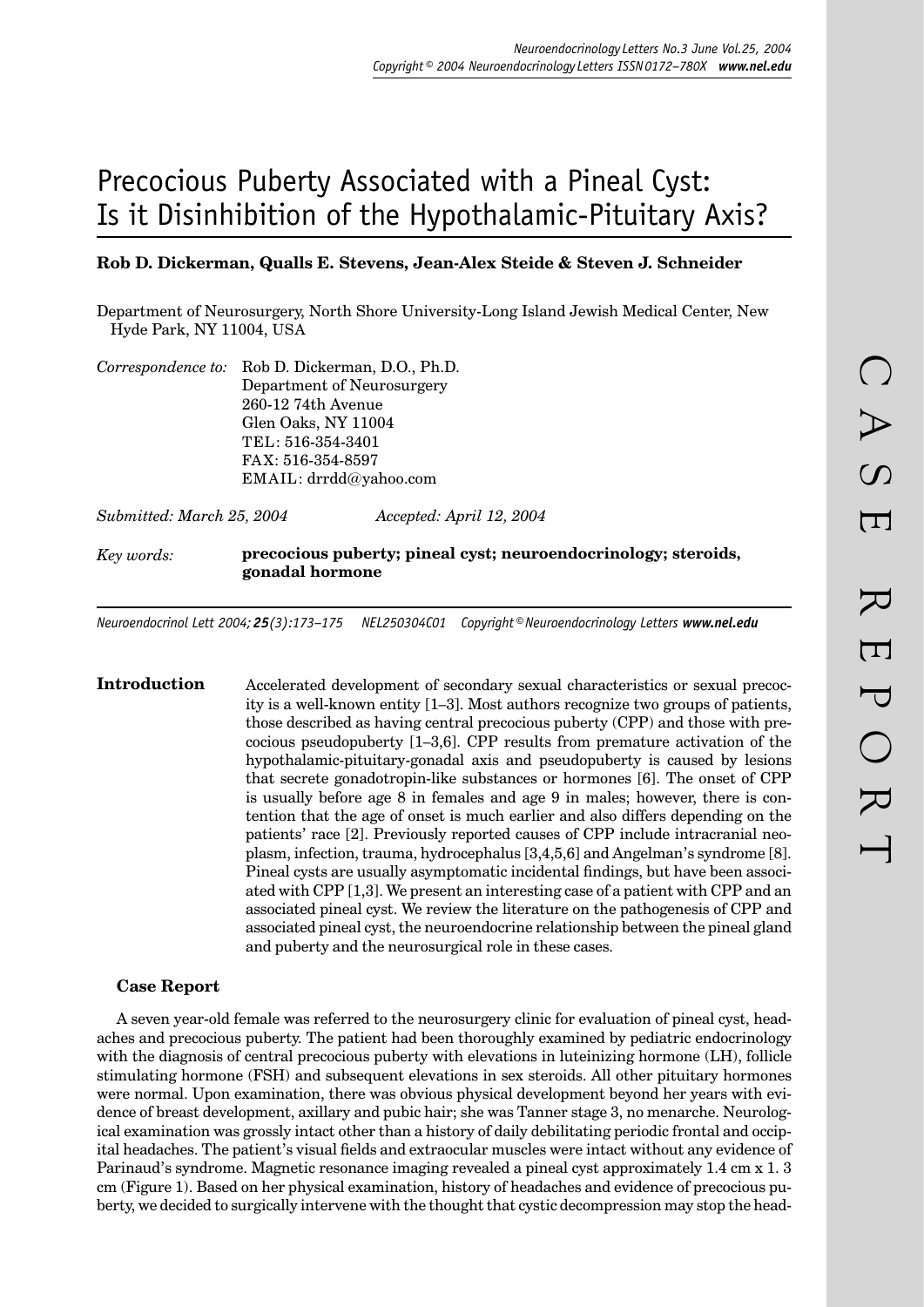# Precocious Puberty Associated with a Pineal Cyst: Is it Disinhibition of the Hypothalamic-Pituitary Axis?

**Rob D. Dickerman, Qualls E. Stevens, Jean-Alex Steide & Steven J. Schneider**

Department of Neurosurgery, North Shore University-Long Island Jewish Medical Center, New Hyde Park, NY 11004, USA

*Correspondence to:* Rob D. Dickerman, D.O., Ph.D.
Department of Neurosurgery
260-12 74th Avenue
Glen Oaks, NY 11004
TEL: 516-354-3401
FAX: 516-354-8597
EMAIL: drrdd@yahoo.com

*Submitted: March 25, 2004* *Accepted: April 12, 2004*

*Key words:* **precocious puberty; pineal cyst; neuroendocrinology; steroids, gonadal hormone**

## Introduction

Accelerated development of secondary sexual characteristics or sexual precocity is a well-known entity [1–3]. Most authors recognize two groups of patients, those described as having central precocious puberty (CPP) and those with precocious pseudopuberty [1–3,6]. CPP results from premature activation of the hypothalamic-pituitary-gonadal axis and pseudopuberty is caused by lesions that secrete gonadotropin-like substances or hormones [6]. The onset of CPP is usually before age 8 in females and age 9 in males; however, there is contention that the age of onset is much earlier and also differs depending on the patients' race [2]. Previously reported causes of CPP include intracranial neoplasm, infection, trauma, hydrocephalus [3,4,5,6] and Angelman's syndrome [8]. Pineal cysts are usually asymptomatic incidental findings, but have been associated with CPP [1,3]. We present an interesting case of a patient with CPP and an associated pineal cyst. We review the literature on the pathogenesis of CPP and associated pineal cyst, the neuroendocrine relationship between the pineal gland and puberty and the neurosurgical role in these cases.

### Case Report

A seven year-old female was referred to the neurosurgery clinic for evaluation of pineal cyst, headaches and precocious puberty. The patient had been thoroughly examined by pediatric endocrinology with the diagnosis of central precocious puberty with elevations in luteinizing hormone (LH), follicle stimulating hormone (FSH) and subsequent elevations in sex steroids. All other pituitary hormones were normal. Upon examination, there was obvious physical development beyond her years with evidence of breast development, axillary and pubic hair; she was Tanner stage 3, no menarche. Neurological examination was grossly intact other than a history of daily debilitating periodic frontal and occipital headaches. The patient's visual fields and extraocular muscles were intact without any evidence of Parinaud's syndrome. Magnetic resonance imaging revealed a pineal cyst approximately 1.4 cm x 1. 3 cm (Figure 1). Based on her physical examination, history of headaches and evidence of precocious puberty, we decided to surgically intervene with the thought that cystic decompression may stop the head-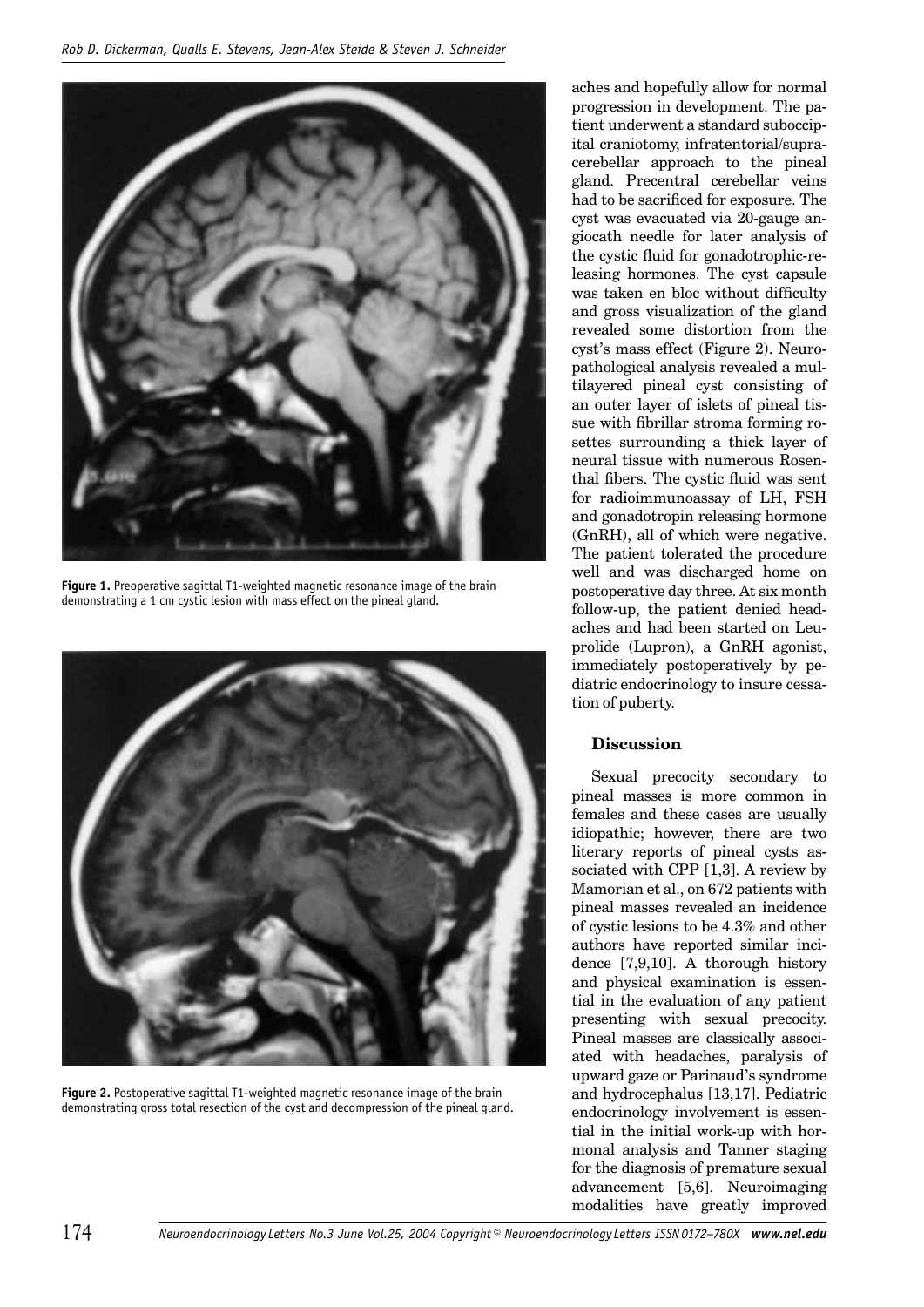aches and hopefully allow for normal progression in development. The patient underwent a standard suboccipital craniotomy, infratentorial/supracerebellar approach to the pineal gland. Precentral cerebellar veins had to be sacrificed for exposure. The cyst was evacuated via 20-gauge angiocath needle for later analysis of the cystic fluid for gonadotrophic-releasing hormones. The cyst capsule was taken en bloc without difficulty and gross visualization of the gland revealed some distortion from the cyst's mass effect (Figure 2). Neuropathological analysis revealed a multilayered pineal cyst consisting of an outer layer of islets of pineal tissue with fibrillar stroma forming rosettes surrounding a thick layer of neural tissue with numerous Rosenthal fibers. The cystic fluid was sent for radioimmunoassay of LH, FSH and gonadotropin releasing hormone (GnRH), all of which were negative. The patient tolerated the procedure well and was discharged home on postoperative day three. At six month follow-up, the patient denied headaches and had been started on Leuprolide (Lupron), a GnRH agonist, immediately postoperatively by pediatric endocrinology to insure cessation of puberty.

**Figure 1.** Preoperative sagittal T1-weighted magnetic resonance image of the brain demonstrating a 1 cm cystic lesion with mass effect on the pineal gland.

**Figure 2.** Postoperative sagittal T1-weighted magnetic resonance image of the brain demonstrating gross total resection of the cyst and decompression of the pineal gland.

## Discussion

Sexual precocity secondary to pineal masses is more common in females and these cases are usually idiopathic; however, there are two literary reports of pineal cysts associated with CPP [1,3]. A review by Mamorian et al., on 672 patients with pineal masses revealed an incidence of cystic lesions to be 4.3% and other authors have reported similar incidence [7,9,10]. A thorough history and physical examination is essential in the evaluation of any patient presenting with sexual precocity. Pineal masses are classically associated with headaches, paralysis of upward gaze or Parinaud's syndrome and hydrocephalus [13,17]. Pediatric endocrinology involvement is essential in the initial work-up with hormonal analysis and Tanner staging for the diagnosis of premature sexual advancement [5,6]. Neuroimaging modalities have greatly improved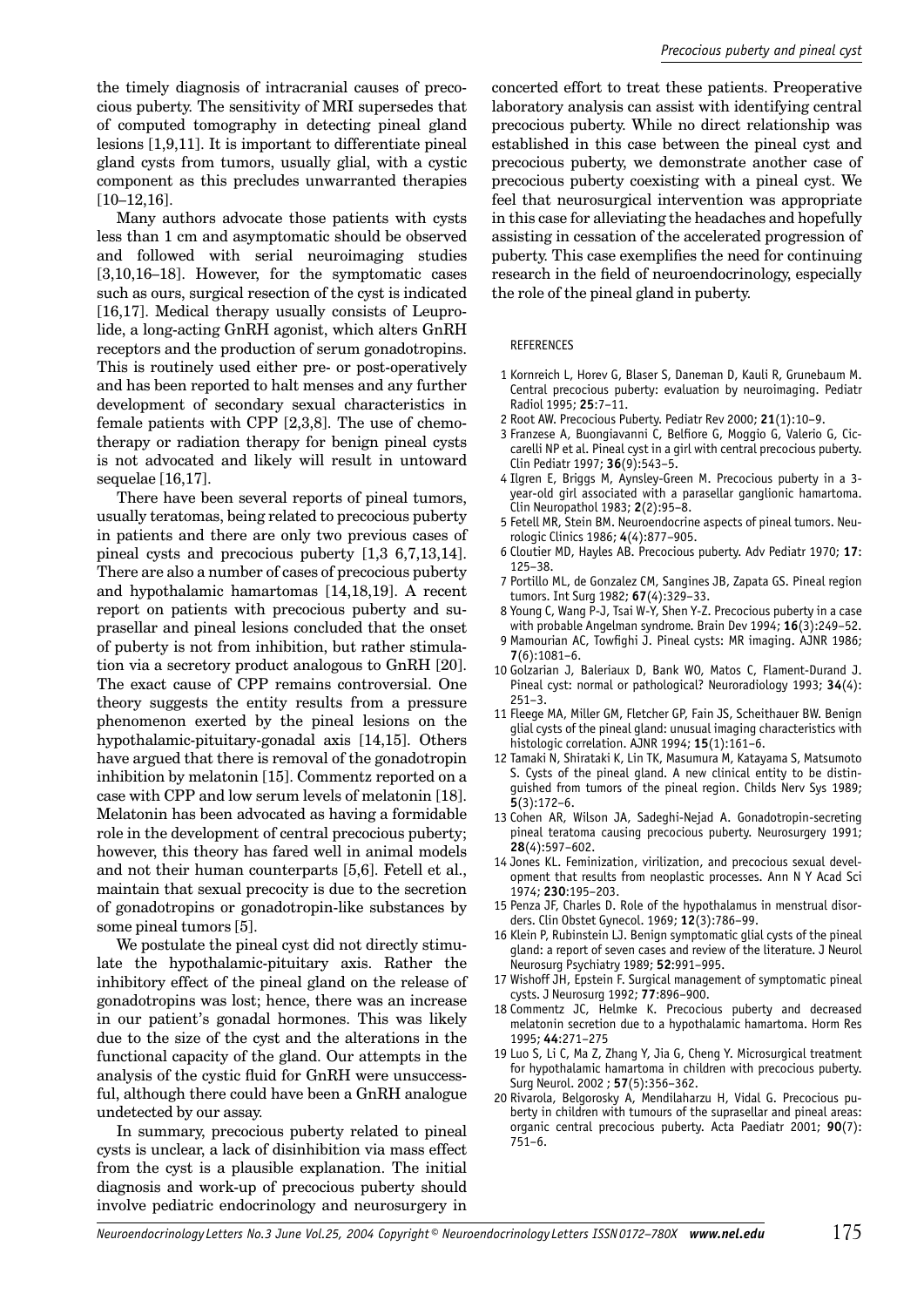the timely diagnosis of intracranial causes of precocious puberty. The sensitivity of MRI supersedes that of computed tomography in detecting pineal gland lesions [1,9,11]. It is important to differentiate pineal gland cysts from tumors, usually glial, with a cystic component as this precludes unwarranted therapies [10–12,16].

Many authors advocate those patients with cysts less than 1 cm and asymptomatic should be observed and followed with serial neuroimaging studies [3,10,16–18]. However, for the symptomatic cases such as ours, surgical resection of the cyst is indicated [16,17]. Medical therapy usually consists of Leuprolide, a long-acting GnRH agonist, which alters GnRH receptors and the production of serum gonadotropins. This is routinely used either pre- or post-operatively and has been reported to halt menses and any further development of secondary sexual characteristics in female patients with CPP [2,3,8]. The use of chemotherapy or radiation therapy for benign pineal cysts is not advocated and likely will result in untoward sequelae [16,17].

There have been several reports of pineal tumors, usually teratomas, being related to precocious puberty in patients and there are only two previous cases of pineal cysts and precocious puberty [1,3 6,7,13,14]. There are also a number of cases of precocious puberty and hypothalamic hamartomas [14,18,19]. A recent report on patients with precocious puberty and suprasellar and pineal lesions concluded that the onset of puberty is not from inhibition, but rather stimulation via a secretory product analogous to GnRH [20]. The exact cause of CPP remains controversial. One theory suggests the entity results from a pressure phenomenon exerted by the pineal lesions on the hypothalamic-pituitary-gonadal axis [14,15]. Others have argued that there is removal of the gonadotropin inhibition by melatonin [15]. Commentz reported on a case with CPP and low serum levels of melatonin [18]. Melatonin has been advocated as having a formidable role in the development of central precocious puberty; however, this theory has fared well in animal models and not their human counterparts [5,6]. Fetell et al., maintain that sexual precocity is due to the secretion of gonadotropins or gonadotropin-like substances by some pineal tumors [5].

We postulate the pineal cyst did not directly stimulate the hypothalamic-pituitary axis. Rather the inhibitory effect of the pineal gland on the release of gonadotropins was lost; hence, there was an increase in our patient's gonadal hormones. This was likely due to the size of the cyst and the alterations in the functional capacity of the gland. Our attempts in the analysis of the cystic fluid for GnRH were unsuccessful, although there could have been a GnRH analogue undetected by our assay.

In summary, precocious puberty related to pineal cysts is unclear, a lack of disinhibition via mass effect from the cyst is a plausible explanation. The initial diagnosis and work-up of precocious puberty should involve pediatric endocrinology and neurosurgery in concerted effort to treat these patients. Preoperative laboratory analysis can assist with identifying central precocious puberty. While no direct relationship was established in this case between the pineal cyst and precocious puberty, we demonstrate another case of precocious puberty coexisting with a pineal cyst. We feel that neurosurgical intervention was appropriate in this case for alleviating the headaches and hopefully assisting in cessation of the accelerated progression of puberty. This case exemplifies the need for continuing research in the field of neuroendocrinology, especially the role of the pineal gland in puberty.

## REFERENCES

1. Kornreich L, Horev G, Blaser S, Daneman D, Kauli R, Grunebaum M. Central precocious puberty: evaluation by neuroimaging. Pediatr Radiol 1995; **25**:7–11.
2. Root AW. Precocious Puberty. Pediatr Rev 2000; **21**(1):10–9.
3. Franzese A, Buongiavanni C, Belfiore G, Moggio G, Valerio G, Ciccarelli NP et al. Pineal cyst in a girl with central precocious puberty. Clin Pediatr 1997; **36**(9):543–5.
4. Ilgren E, Briggs M, Aynsley-Green M. Precocious puberty in a 3-year-old girl associated with a parasellar ganglionic hamartoma. Clin Neuropathol 1983; **2**(2):95–8.
5. Fetell MR, Stein BM. Neuroendocrine aspects of pineal tumors. Neurologic Clinics 1986; **4**(4):877–905.
6. Cloutier MD, Hayles AB. Precocious puberty. Adv Pediatr 1970; **17**: 125–38.
7. Portillo ML, de Gonzalez CM, Sangines JB, Zapata GS. Pineal region tumors. Int Surg 1982; **67**(4):329–33.
8. Young C, Wang P-J, Tsai W-Y, Shen Y-Z. Precocious puberty in a case with probable Angelman syndrome. Brain Dev 1994; **16**(3):249–52.
9. Mamourian AC, Towfighi J. Pineal cysts: MR imaging. AJNR 1986; **7**(6):1081–6.
10. Golzarian J, Baleriaux D, Bank WO, Matos C, Flament-Durand J. Pineal cyst: normal or pathological? Neuroradiology 1993; **34**(4): 251–3.
11. Fleege MA, Miller GM, Fletcher GP, Fain JS, Scheithauer BW. Benign glial cysts of the pineal gland: unusual imaging characteristics with histologic correlation. AJNR 1994; **15**(1):161–6.
12. Tamaki N, Shirataki K, Lin TK, Masumura M, Katayama S, Matsumoto S. Cysts of the pineal gland. A new clinical entity to be distinguished from tumors of the pineal region. Childs Nerv Sys 1989; **5**(3):172–6.
13. Cohen AR, Wilson JA, Sadeghi-Nejad A. Gonadotropin-secreting pineal teratoma causing precocious puberty. Neurosurgery 1991; **28**(4):597–602.
14. Jones KL. Feminization, virilization, and precocious sexual development that results from neoplastic processes. Ann N Y Acad Sci 1974; **230**:195–203.
15. Penza JF, Charles D. Role of the hypothalamus in menstrual disorders. Clin Obstet Gynecol. 1969; **12**(3):786–99.
16. Klein P, Rubinstein LJ. Benign symptomatic glial cysts of the pineal gland: a report of seven cases and review of the literature. J Neurol Neurosurg Psychiatry 1989; **52**:991–995.
17. Wishoff JH, Epstein F. Surgical management of symptomatic pineal cysts. J Neurosurg 1992; **77**:896–900.
18. Commentz JC, Helmke K. Precocious puberty and decreased melatonin secretion due to a hypothalamic hamartoma. Horm Res 1995; **44**:271–275
19. Luo S, Li C, Ma Z, Zhang Y, Jia G, Cheng Y. Microsurgical treatment for hypothalamic hamartoma in children with precocious puberty. Surg Neurol. 2002 ; **57**(5):356–362.
20. Rivarola, Belgorosky A, Mendilaharzu H, Vidal G. Precocious puberty in children with tumours of the suprasellar and pineal areas: organic central precocious puberty. Acta Paediatr 2001; **90**(7): 751–6.